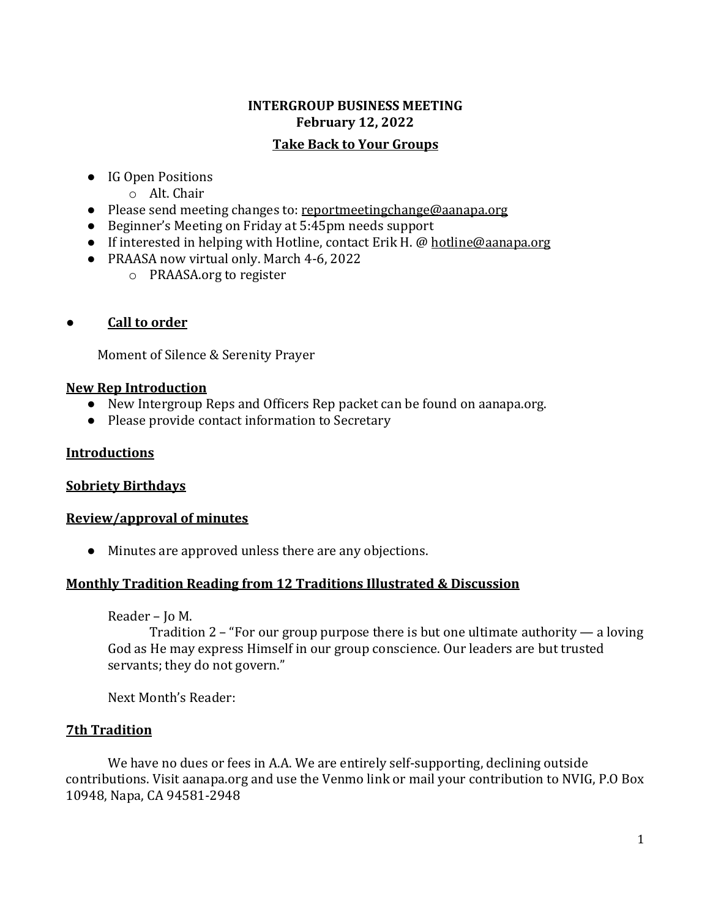**INTERGROUP BUSINESS MEETING**
**February 12, 2022**

**Take Back to Your Groups**

- IG Open Positions
  - Alt. Chair
- Please send meeting changes to: reportmeetingchange@aanapa.org
- Beginner's Meeting on Friday at 5:45pm needs support
- If interested in helping with Hotline, contact Erik H. @ hotline@aanapa.org
- PRAASA now virtual only. March 4-6, 2022
  - PRAASA.org to register

- **Call to order**

Moment of Silence & Serenity Prayer

**New Rep Introduction**

- New Intergroup Reps and Officers Rep packet can be found on aanapa.org.
- Please provide contact information to Secretary

**Introductions**

**Sobriety Birthdays**

**Review/approval of minutes**

- Minutes are approved unless there are any objections.

**Monthly Tradition Reading from 12 Traditions Illustrated & Discussion**

Reader – Jo M.

Tradition 2 – "For our group purpose there is but one ultimate authority — a loving God as He may express Himself in our group conscience. Our leaders are but trusted servants; they do not govern."

Next Month's Reader:

**7th Tradition**

We have no dues or fees in A.A. We are entirely self-supporting, declining outside contributions. Visit aanapa.org and use the Venmo link or mail your contribution to NVIG, P.O Box 10948, Napa, CA 94581-2948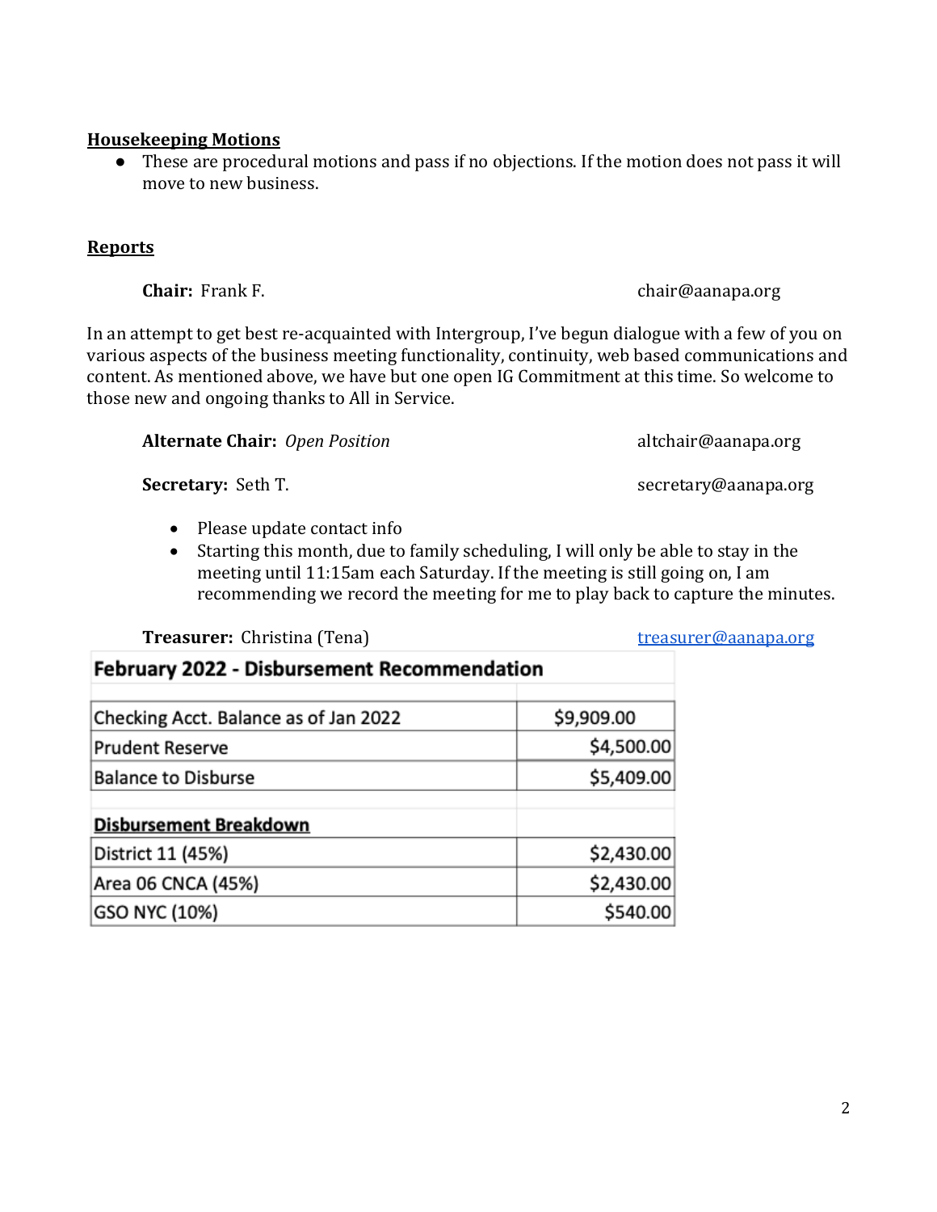**Housekeeping Motions**

- These are procedural motions and pass if no objections. If the motion does not pass it will move to new business.

**Reports**

**Chair:** Frank F. chair@aanapa.org

In an attempt to get best re-acquainted with Intergroup, I've begun dialogue with a few of you on various aspects of the business meeting functionality, continuity, web based communications and content. As mentioned above, we have but one open IG Commitment at this time. So welcome to those new and ongoing thanks to All in Service.

**Alternate Chair:** *Open Position* altchair@aanapa.org

**Secretary:** Seth T. secretary@aanapa.org

- Please update contact info
- Starting this month, due to family scheduling, I will only be able to stay in the meeting until 11:15am each Saturday. If the meeting is still going on, I am recommending we record the meeting for me to play back to capture the minutes.

**Treasurer:** Christina (Tena) treasurer@aanapa.org

| February 2022 - Disbursement Recommendation | |
|---|---|
| Checking Acct. Balance as of Jan 2022 | $9,909.00 |
| Prudent Reserve | $4,500.00 |
| Balance to Disburse | $5,409.00 |
| | |
| **Disbursement Breakdown** | |
| District 11 (45%) | $2,430.00 |
| Area 06 CNCA (45%) | $2,430.00 |
| GSO NYC (10%) | $540.00 |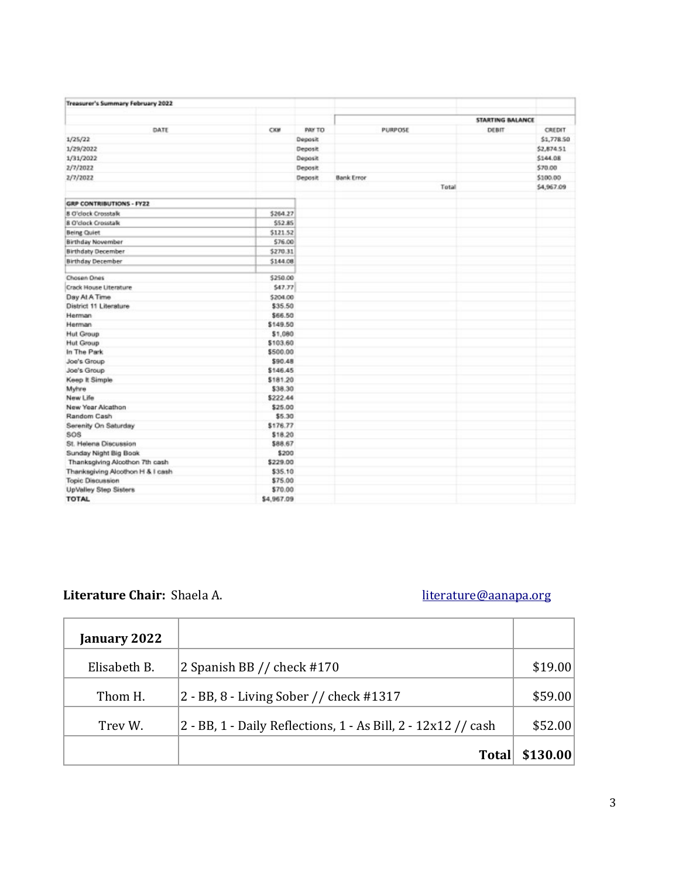**Treasurer's Summary February 2022**

| DATE | CK# | PAY TO | PURPOSE | DEBIT | CREDIT |
|---|---|---|---|---|---|
| | | | | STARTING BALANCE | |
| 1/25/22 | | Deposit | | | $1,778.50 |
| 1/29/2022 | | Deposit | | | $2,874.51 |
| 1/31/2022 | | Deposit | | | $144.08 |
| 2/7/2022 | | Deposit | | | $70.00 |
| 2/7/2022 | | Deposit | Bank Error | | $100.00 |
| | | | Total | | $4,967.09 |

| GRP CONTRIBUTIONS - FY22 | |
|---|---|
| 8 O'clock Crosstalk | $264.27 |
| 8 O'clock Crosstalk | $52.85 |
| Being Quiet | $121.52 |
| Birthday November | $76.00 |
| Birthdaty December | $270.31 |
| Birthday December | $144.08 |
| | |
| Chosen Ones | $250.00 |
| Crack House Literature | $47.77 |
| Day At A Time | $204.00 |
| District 11 Literature | $35.50 |
| Herman | $66.50 |
| Herman | $149.50 |
| Hut Group | $1,080 |
| Hut Group | $103.60 |
| In The Park | $500.00 |
| Joe's Group | $90.48 |
| Joe's Group | $146.45 |
| Keep It Simple | $181.20 |
| Myhre | $38.30 |
| New Life | $222.44 |
| New Year Alcathon | $25.00 |
| Random Cash | $5.30 |
| Serenity On Saturday | $176.77 |
| SOS | $18.20 |
| St. Helena Discussion | $88.67 |
| Sunday Night Big Book | $200 |
| Thanksgiving Alcothon 7th cash | $229.00 |
| Thanksgiving Alcothon H & I cash | $35.10 |
| Topic Discussion | $75.00 |
| UpValley Step Sisters | $70.00 |
| **TOTAL** | $4,967.09 |

**Literature Chair:** Shaela A. literature@aanapa.org

| **January 2022** | | |
|---|---|---|
| Elisabeth B. | 2 Spanish BB // check #170 | $19.00 |
| Thom H. | 2 - BB, 8 - Living Sober // check #1317 | $59.00 |
| Trev W. | 2 - BB, 1 - Daily Reflections, 1 - As Bill, 2 - 12x12 // cash | $52.00 |
| | **Total** | **$130.00** |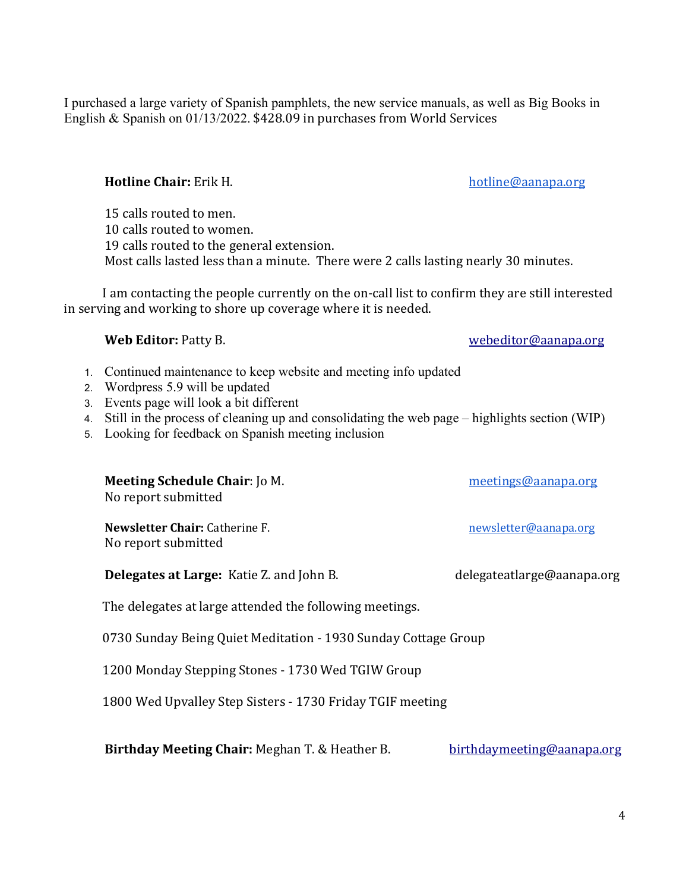I purchased a large variety of Spanish pamphlets, the new service manuals, as well as Big Books in English & Spanish on 01/13/2022. $428.09 in purchases from World Services

**Hotline Chair:** Erik H. hotline@aanapa.org

15 calls routed to men.
10 calls routed to women.
19 calls routed to the general extension.
Most calls lasted less than a minute. There were 2 calls lasting nearly 30 minutes.

I am contacting the people currently on the on-call list to confirm they are still interested in serving and working to shore up coverage where it is needed.

**Web Editor:** Patty B. webeditor@aanapa.org

1. Continued maintenance to keep website and meeting info updated
2. Wordpress 5.9 will be updated
3. Events page will look a bit different
4. Still in the process of cleaning up and consolidating the web page – highlights section (WIP)
5. Looking for feedback on Spanish meeting inclusion

**Meeting Schedule Chair**: Jo M. meetings@aanapa.org
No report submitted

**Newsletter Chair:** Catherine F. newsletter@aanapa.org
No report submitted

**Delegates at Large:** Katie Z. and John B. delegateatlarge@aanapa.org

The delegates at large attended the following meetings.

0730 Sunday Being Quiet Meditation - 1930 Sunday Cottage Group

1200 Monday Stepping Stones - 1730 Wed TGIW Group

1800 Wed Upvalley Step Sisters - 1730 Friday TGIF meeting

**Birthday Meeting Chair:** Meghan T. & Heather B. birthdaymeeting@aanapa.org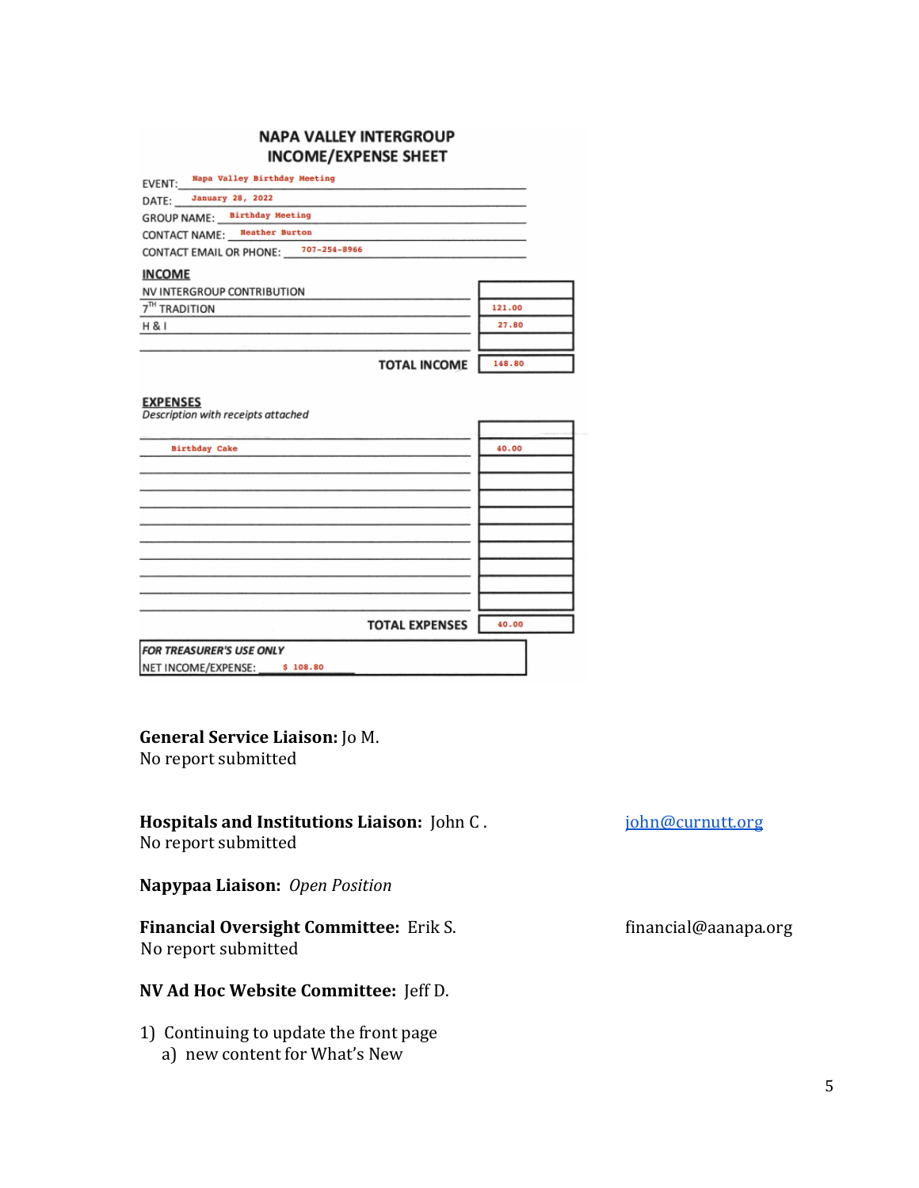## NAPA VALLEY INTERGROUP
## INCOME/EXPENSE SHEET

EVENT: Napa Valley Birthday Meeting

DATE: January 28, 2022

GROUP NAME: Birthday Meeting

CONTACT NAME: Heather Burton

CONTACT EMAIL OR PHONE: 707-254-8966

**INCOME**

| | |
|---|---|
| NV INTERGROUP CONTRIBUTION | |
| 7[TH] TRADITION | 121.00 |
| H & I | 27.80 |
| | |
| **TOTAL INCOME** | 148.80 |

**EXPENSES**

*Description with receipts attached*

| | |
|---|---|
| | |
| Birthday Cake | 40.00 |
| | |
| | |
| | |
| | |
| | |
| | |
| | |
| | |
| **TOTAL EXPENSES** | 40.00 |

***FOR TREASURER'S USE ONLY***

NET INCOME/EXPENSE: $ 108.80

**General Service Liaison:** Jo M.
No report submitted

**Hospitals and Institutions Liaison:** John C . john@curnutt.org
No report submitted

**Napypaa Liaison:** *Open Position*

**Financial Oversight Committee:** Erik S. financial@aanapa.org
No report submitted

**NV Ad Hoc Website Committee:** Jeff D.

1) Continuing to update the front page
   a) new content for What's New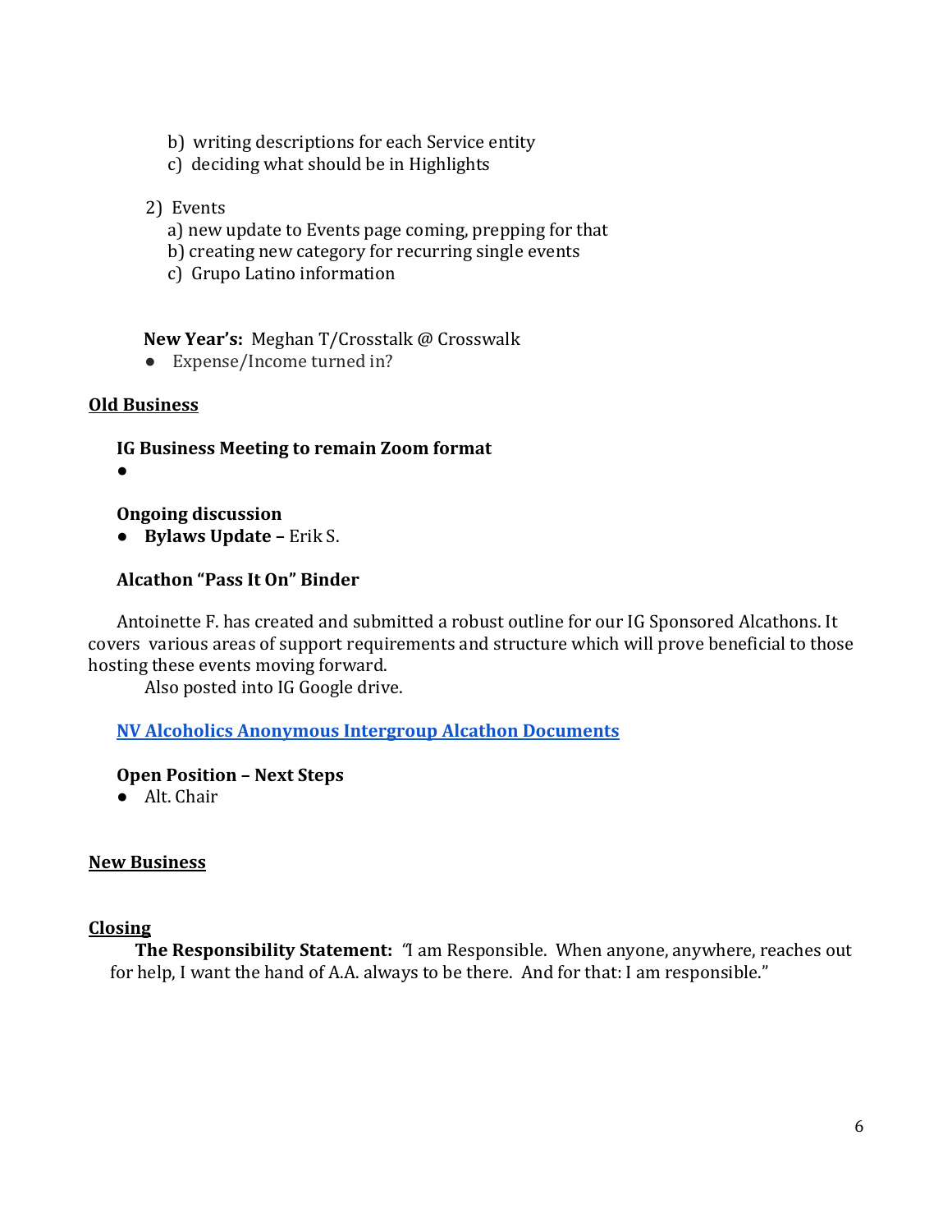b) writing descriptions for each Service entity
   c) deciding what should be in Highlights

2) Events
   a) new update to Events page coming, prepping for that
   b) creating new category for recurring single events
   c) Grupo Latino information

**New Year's:** Meghan T/Crosstalk @ Crosswalk

- Expense/Income turned in?

**<u>Old Business</u>**

**IG Business Meeting to remain Zoom format**

-

**Ongoing discussion**

- **Bylaws Update –** Erik S.

**Alcathon "Pass It On" Binder**

Antoinette F. has created and submitted a robust outline for our IG Sponsored Alcathons. It covers various areas of support requirements and structure which will prove beneficial to those hosting these events moving forward.

Also posted into IG Google drive.

**[NV Alcoholics Anonymous Intergroup Alcathon Documents]()**

**Open Position – Next Steps**

- Alt. Chair

**<u>New Business</u>**

**<u>Closing</u>**

**The Responsibility Statement:** "I am Responsible. When anyone, anywhere, reaches out for help, I want the hand of A.A. always to be there. And for that: I am responsible."